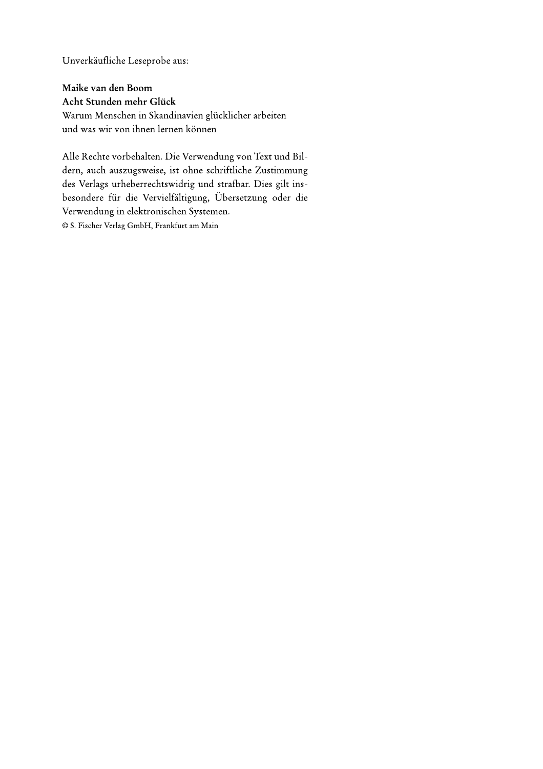Unverkäufliche Leseprobe aus:

**Maike van den Boom**
**Acht Stunden mehr Glück**
Warum Menschen in Skandinavien glücklicher arbeiten
und was wir von ihnen lernen können

Alle Rechte vorbehalten. Die Verwendung von Text und Bildern, auch auszugsweise, ist ohne schriftliche Zustimmung des Verlags urheberrechtswidrig und strafbar. Dies gilt insbesondere für die Vervielfältigung, Übersetzung oder die Verwendung in elektronischen Systemen.
© S. Fischer Verlag GmbH, Frankfurt am Main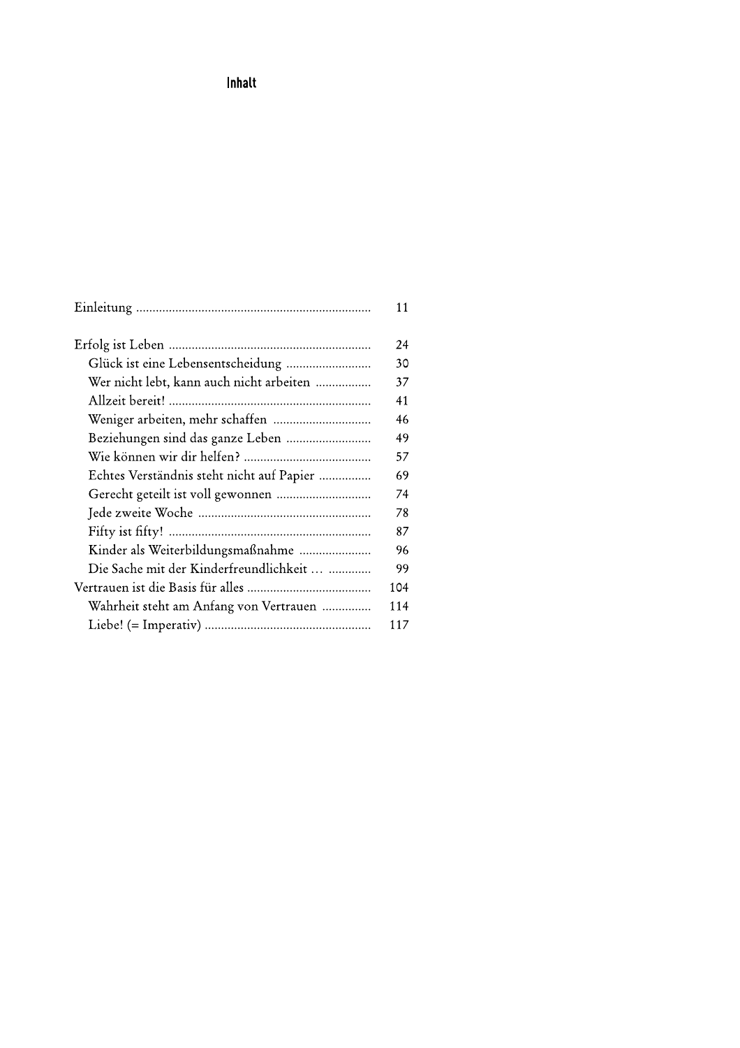# Inhalt

| | |
|---|---|
| Einleitung | 11 |
| | |
| Erfolg ist Leben | 24 |
| Glück ist eine Lebensentscheidung | 30 |
| Wer nicht lebt, kann auch nicht arbeiten | 37 |
| Allzeit bereit! | 41 |
| Weniger arbeiten, mehr schaffen | 46 |
| Beziehungen sind das ganze Leben | 49 |
| Wie können wir dir helfen? | 57 |
| Echtes Verständnis steht nicht auf Papier | 69 |
| Gerecht geteilt ist voll gewonnen | 74 |
| Jede zweite Woche | 78 |
| Fifty ist fifty! | 87 |
| Kinder als Weiterbildungsmaßnahme | 96 |
| Die Sache mit der Kinderfreundlichkeit … | 99 |
| Vertrauen ist die Basis für alles | 104 |
| Wahrheit steht am Anfang von Vertrauen | 114 |
| Liebe! (= Imperativ) | 117 |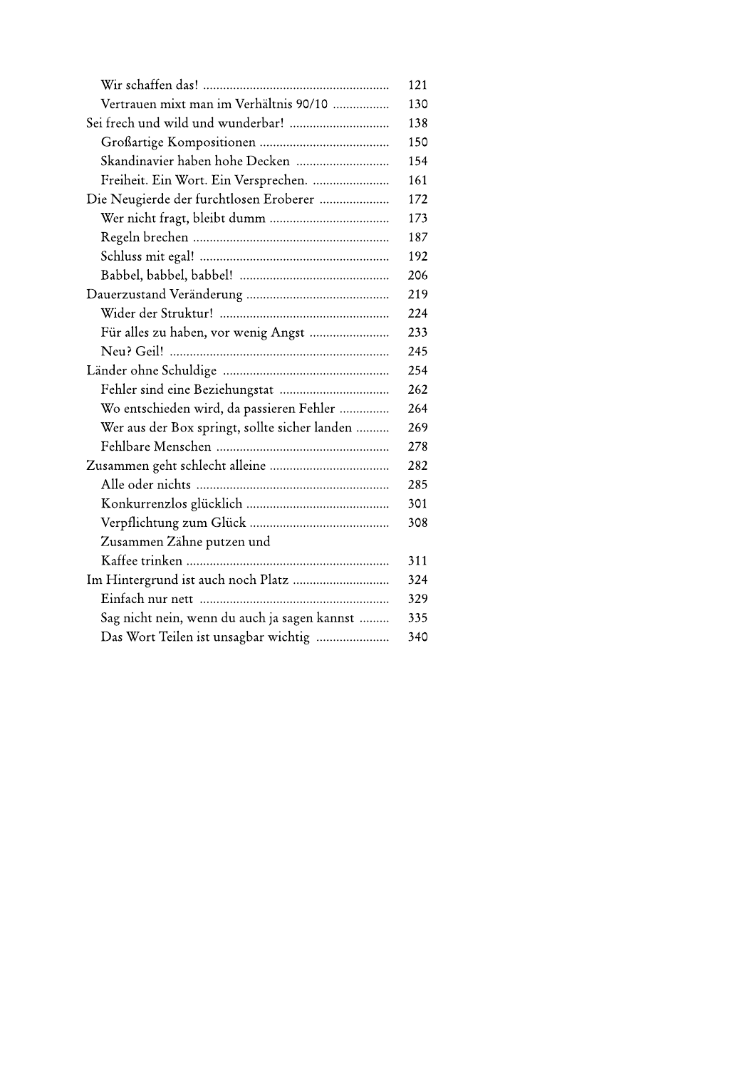- Wir schaffen das! ... 121
- Vertrauen mixt man im Verhältnis 90/10 ... 130

Sei frech und wild und wunderbar! ... 138

- Großartige Kompositionen ... 150
- Skandinavier haben hohe Decken ... 154
- Freiheit. Ein Wort. Ein Versprechen. ... 161

Die Neugierde der furchtlosen Eroberer ... 172

- Wer nicht fragt, bleibt dumm ... 173
- Regeln brechen ... 187
- Schluss mit egal! ... 192
- Babbel, babbel, babbel! ... 206

Dauerzustand Veränderung ... 219

- Wider der Struktur! ... 224
- Für alles zu haben, vor wenig Angst ... 233
- Neu? Geil! ... 245

Länder ohne Schuldige ... 254

- Fehler sind eine Beziehungstat ... 262
- Wo entschieden wird, da passieren Fehler ... 264
- Wer aus der Box springt, sollte sicher landen ... 269
- Fehlbare Menschen ... 278

Zusammen geht schlecht alleine ... 282

- Alle oder nichts ... 285
- Konkurrenzlos glücklich ... 301
- Verpflichtung zum Glück ... 308
- Zusammen Zähne putzen und Kaffee trinken ... 311

Im Hintergrund ist auch noch Platz ... 324

- Einfach nur nett ... 329
- Sag nicht nein, wenn du auch ja sagen kannst ... 335
- Das Wort Teilen ist unsagbar wichtig ... 340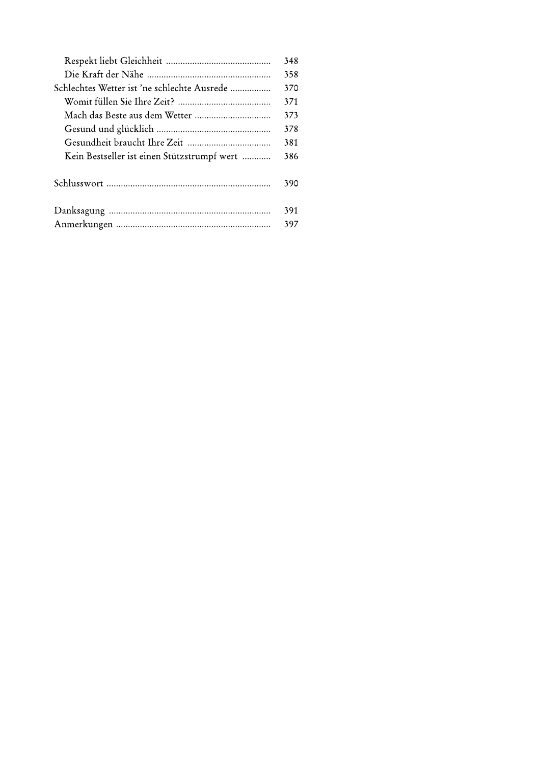| | |
|---|---|
| &nbsp;&nbsp;&nbsp;&nbsp;Respekt liebt Gleichheit | 348 |
| &nbsp;&nbsp;&nbsp;&nbsp;Die Kraft der Nähe | 358 |
| Schlechtes Wetter ist 'ne schlechte Ausrede | 370 |
| &nbsp;&nbsp;&nbsp;&nbsp;Womit füllen Sie Ihre Zeit? | 371 |
| &nbsp;&nbsp;&nbsp;&nbsp;Mach das Beste aus dem Wetter | 373 |
| &nbsp;&nbsp;&nbsp;&nbsp;Gesund und glücklich | 378 |
| &nbsp;&nbsp;&nbsp;&nbsp;Gesundheit braucht Ihre Zeit | 381 |
| &nbsp;&nbsp;&nbsp;&nbsp;Kein Bestseller ist einen Stützstrumpf wert | 386 |
| Schlusswort | 390 |
| Danksagung | 391 |
| Anmerkungen | 397 |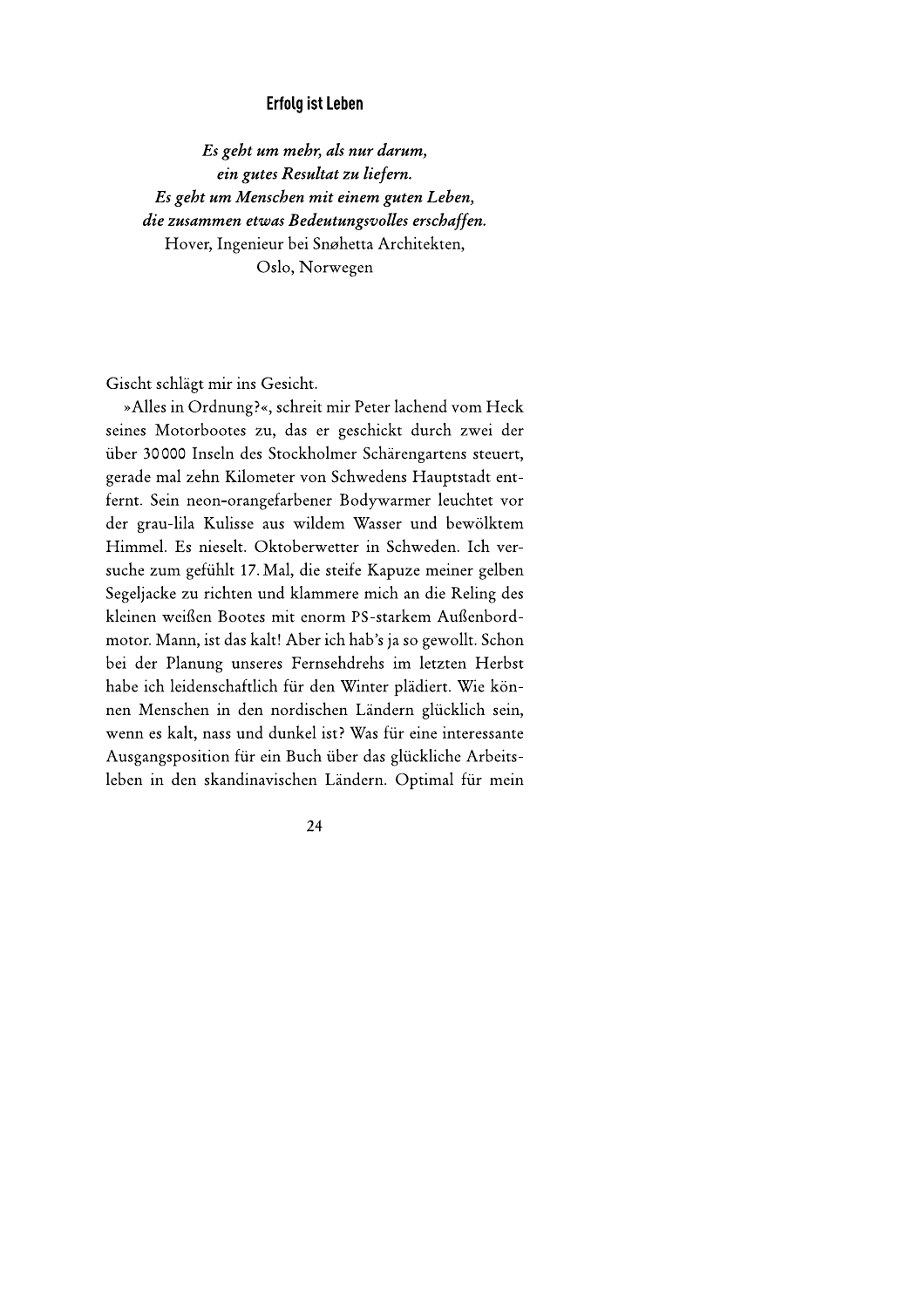## Erfolg ist Leben

***Es geht um mehr, als nur darum,***
***ein gutes Resultat zu liefern.***
***Es geht um Menschen mit einem guten Leben,***
***die zusammen etwas Bedeutungsvolles erschaffen.***
Hover, Ingenieur bei Snøhetta Architekten,
Oslo, Norwegen

Gischt schlägt mir ins Gesicht.

»Alles in Ordnung?«, schreit mir Peter lachend vom Heck seines Motorbootes zu, das er geschickt durch zwei der über 30 000 Inseln des Stockholmer Schärengartens steuert, gerade mal zehn Kilometer von Schwedens Hauptstadt entfernt. Sein neon-orangefarbener Bodywarmer leuchtet vor der grau-lila Kulisse aus wildem Wasser und bewölktem Himmel. Es nieselt. Oktoberwetter in Schweden. Ich versuche zum gefühlt 17. Mal, die steife Kapuze meiner gelben Segeljacke zu richten und klammere mich an die Reling des kleinen weißen Bootes mit enorm PS-starkem Außenbordmotor. Mann, ist das kalt! Aber ich hab's ja so gewollt. Schon bei der Planung unseres Fernsehdrehs im letzten Herbst habe ich leidenschaftlich für den Winter plädiert. Wie können Menschen in den nordischen Ländern glücklich sein, wenn es kalt, nass und dunkel ist? Was für eine interessante Ausgangsposition für ein Buch über das glückliche Arbeitsleben in den skandinavischen Ländern. Optimal für mein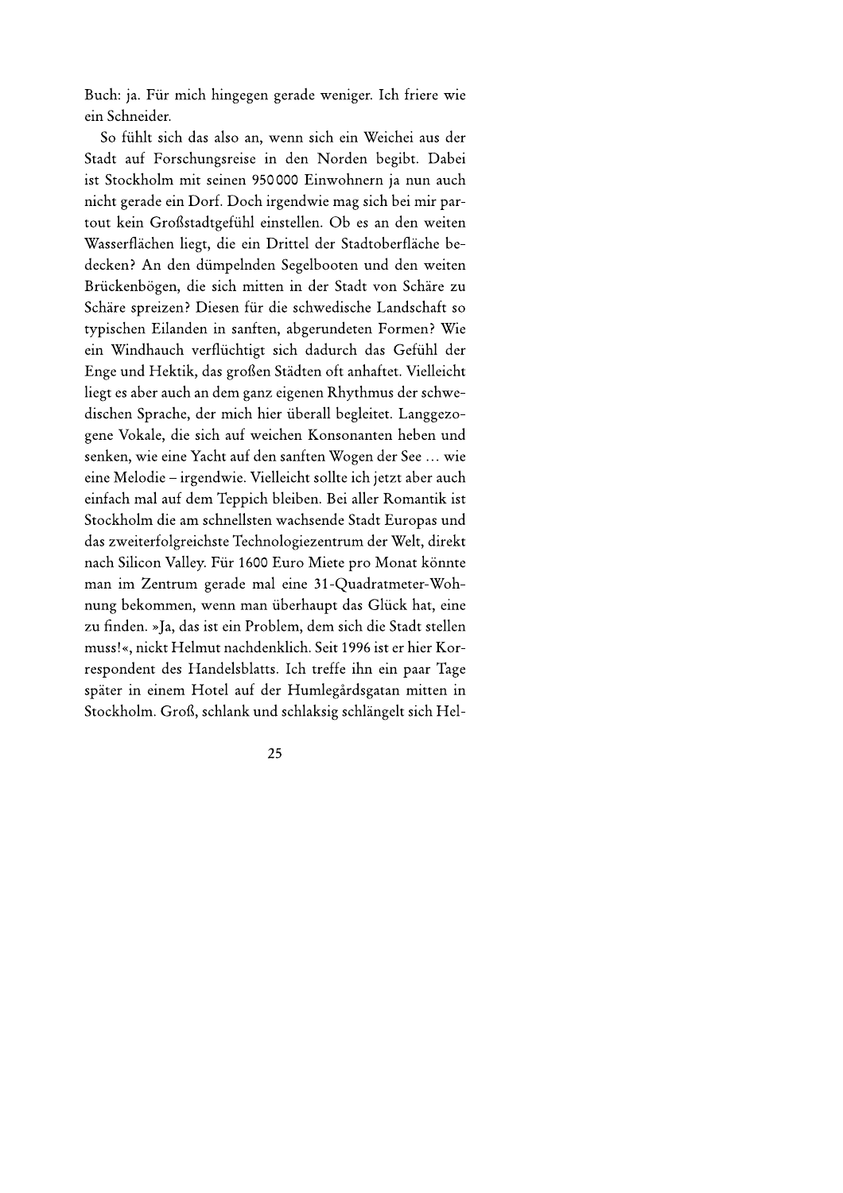Buch: ja. Für mich hingegen gerade weniger. Ich friere wie ein Schneider.

So fühlt sich das also an, wenn sich ein Weichei aus der Stadt auf Forschungsreise in den Norden begibt. Dabei ist Stockholm mit seinen 950 000 Einwohnern ja nun auch nicht gerade ein Dorf. Doch irgendwie mag sich bei mir partout kein Großstadtgefühl einstellen. Ob es an den weiten Wasserflächen liegt, die ein Drittel der Stadtoberfläche bedecken? An den dümpelnden Segelbooten und den weiten Brückenbögen, die sich mitten in der Stadt von Schäre zu Schäre spreizen? Diesen für die schwedische Landschaft so typischen Eilanden in sanften, abgerundeten Formen? Wie ein Windhauch verflüchtigt sich dadurch das Gefühl der Enge und Hektik, das großen Städten oft anhaftet. Vielleicht liegt es aber auch an dem ganz eigenen Rhythmus der schwedischen Sprache, der mich hier überall begleitet. Langgezogene Vokale, die sich auf weichen Konsonanten heben und senken, wie eine Yacht auf den sanften Wogen der See … wie eine Melodie – irgendwie. Vielleicht sollte ich jetzt aber auch einfach mal auf dem Teppich bleiben. Bei aller Romantik ist Stockholm die am schnellsten wachsende Stadt Europas und das zweiterfolgreichste Technologiezentrum der Welt, direkt nach Silicon Valley. Für 1600 Euro Miete pro Monat könnte man im Zentrum gerade mal eine 31-Quadratmeter-Wohnung bekommen, wenn man überhaupt das Glück hat, eine zu finden. »Ja, das ist ein Problem, dem sich die Stadt stellen muss!«, nickt Helmut nachdenklich. Seit 1996 ist er hier Korrespondent des Handelsblatts. Ich treffe ihn ein paar Tage später in einem Hotel auf der Humlegårdsgatan mitten in Stockholm. Groß, schlank und schlaksig schlängelt sich Hel-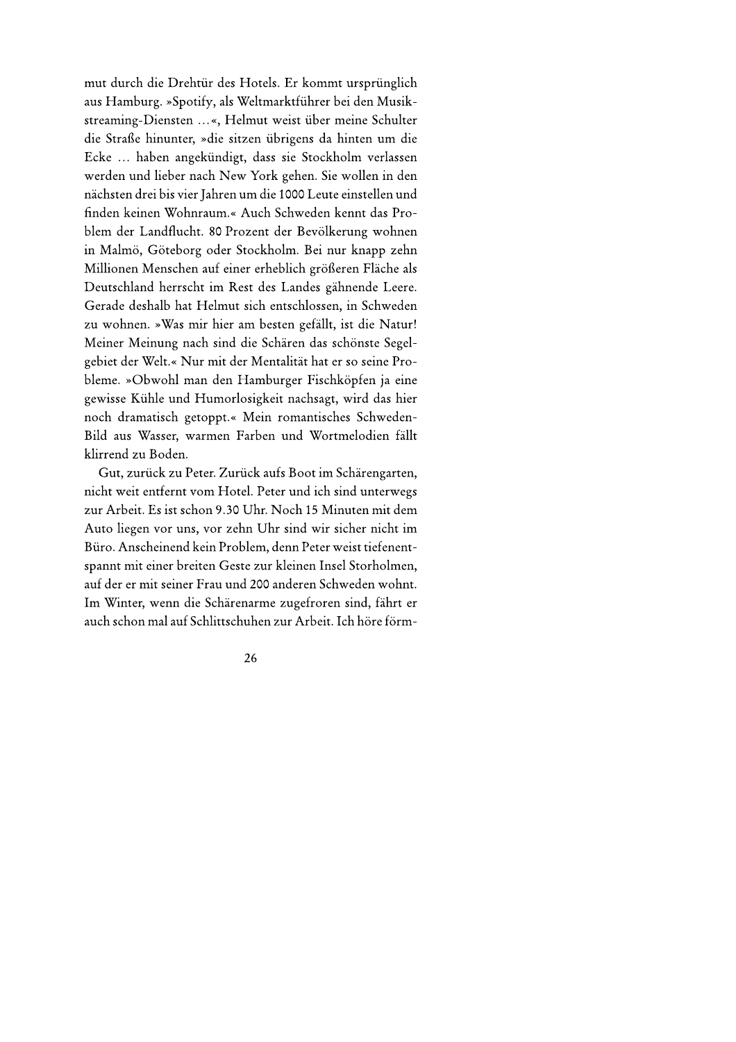mut durch die Drehtür des Hotels. Er kommt ursprünglich aus Hamburg. »Spotify, als Weltmarktführer bei den Musikstreaming-Diensten …«, Helmut weist über meine Schulter die Straße hinunter, »die sitzen übrigens da hinten um die Ecke … haben angekündigt, dass sie Stockholm verlassen werden und lieber nach New York gehen. Sie wollen in den nächsten drei bis vier Jahren um die 1000 Leute einstellen und finden keinen Wohnraum.« Auch Schweden kennt das Problem der Landflucht. 80 Prozent der Bevölkerung wohnen in Malmö, Göteborg oder Stockholm. Bei nur knapp zehn Millionen Menschen auf einer erheblich größeren Fläche als Deutschland herrscht im Rest des Landes gähnende Leere. Gerade deshalb hat Helmut sich entschlossen, in Schweden zu wohnen. »Was mir hier am besten gefällt, ist die Natur! Meiner Meinung nach sind die Schären das schönste Segelgebiet der Welt.« Nur mit der Mentalität hat er so seine Probleme. »Obwohl man den Hamburger Fischköpfen ja eine gewisse Kühle und Humorlosigkeit nachsagt, wird das hier noch dramatisch getoppt.« Mein romantisches Schweden-Bild aus Wasser, warmen Farben und Wortmelodien fällt klirrend zu Boden.

Gut, zurück zu Peter. Zurück aufs Boot im Schärengarten, nicht weit entfernt vom Hotel. Peter und ich sind unterwegs zur Arbeit. Es ist schon 9.30 Uhr. Noch 15 Minuten mit dem Auto liegen vor uns, vor zehn Uhr sind wir sicher nicht im Büro. Anscheinend kein Problem, denn Peter weist tiefenentspannt mit einer breiten Geste zur kleinen Insel Storholmen, auf der er mit seiner Frau und 200 anderen Schweden wohnt. Im Winter, wenn die Schärenarme zugefroren sind, fährt er auch schon mal auf Schlittschuhen zur Arbeit. Ich höre förm-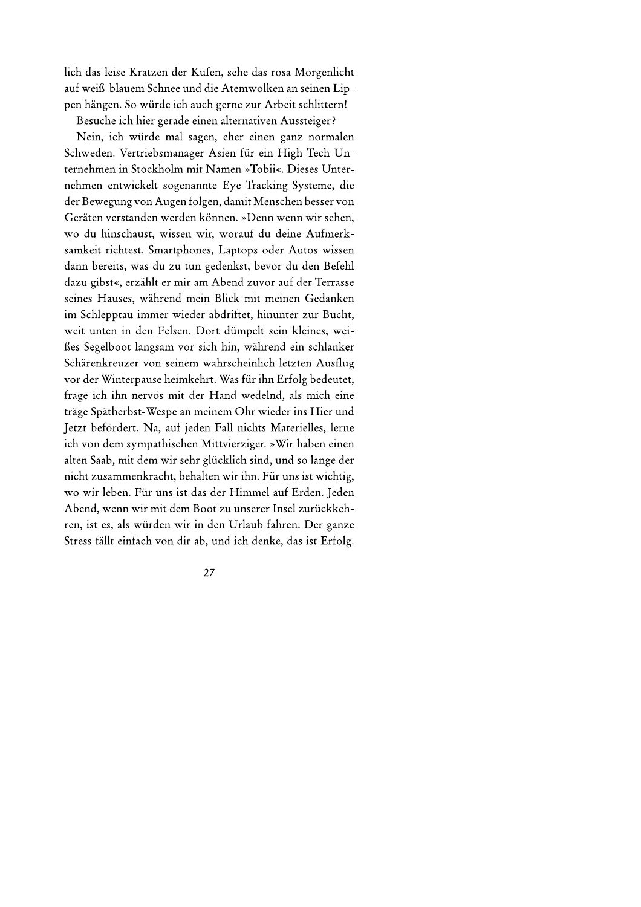lich das leise Kratzen der Kufen, sehe das rosa Morgenlicht auf weiß-blauem Schnee und die Atemwolken an seinen Lippen hängen. So würde ich auch gerne zur Arbeit schlittern!

Besuche ich hier gerade einen alternativen Aussteiger?

Nein, ich würde mal sagen, eher einen ganz normalen Schweden. Vertriebsmanager Asien für ein High-Tech-Unternehmen in Stockholm mit Namen »Tobii«. Dieses Unternehmen entwickelt sogenannte Eye-Tracking-Systeme, die der Bewegung von Augen folgen, damit Menschen besser von Geräten verstanden werden können. »Denn wenn wir sehen, wo du hinschaust, wissen wir, worauf du deine Aufmerksamkeit richtest. Smartphones, Laptops oder Autos wissen dann bereits, was du zu tun gedenkst, bevor du den Befehl dazu gibst«, erzählt er mir am Abend zuvor auf der Terrasse seines Hauses, während mein Blick mit meinen Gedanken im Schlepptau immer wieder abdriftet, hinunter zur Bucht, weit unten in den Felsen. Dort dümpelt sein kleines, weißes Segelboot langsam vor sich hin, während ein schlanker Schärenkreuzer von seinem wahrscheinlich letzten Ausflug vor der Winterpause heimkehrt. Was für ihn Erfolg bedeutet, frage ich ihn nervös mit der Hand wedelnd, als mich eine träge Spätherbst-Wespe an meinem Ohr wieder ins Hier und Jetzt befördert. Na, auf jeden Fall nichts Materielles, lerne ich von dem sympathischen Mittvierziger. »Wir haben einen alten Saab, mit dem wir sehr glücklich sind, und so lange der nicht zusammenkracht, behalten wir ihn. Für uns ist wichtig, wo wir leben. Für uns ist das der Himmel auf Erden. Jeden Abend, wenn wir mit dem Boot zu unserer Insel zurückkehren, ist es, als würden wir in den Urlaub fahren. Der ganze Stress fällt einfach von dir ab, und ich denke, das ist Erfolg.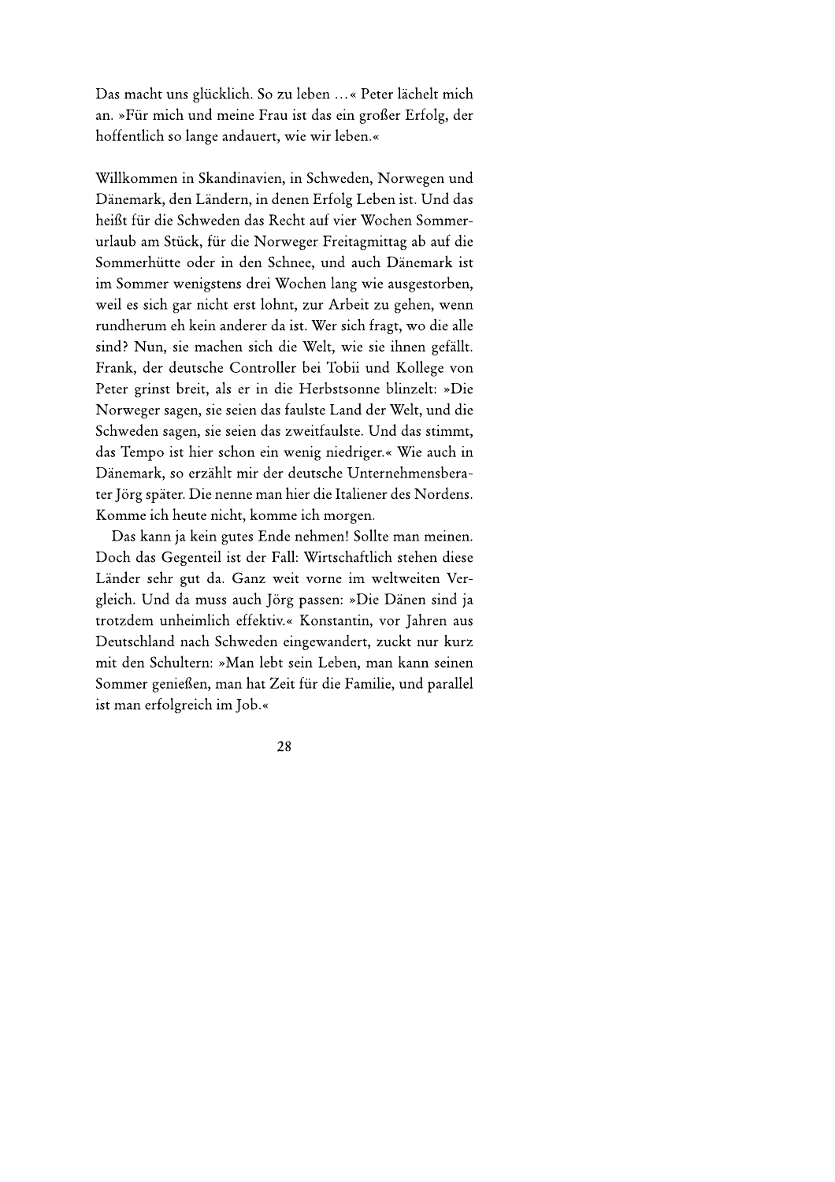Das macht uns glücklich. So zu leben …« Peter lächelt mich an. »Für mich und meine Frau ist das ein großer Erfolg, der hoffentlich so lange andauert, wie wir leben.«

Willkommen in Skandinavien, in Schweden, Norwegen und Dänemark, den Ländern, in denen Erfolg Leben ist. Und das heißt für die Schweden das Recht auf vier Wochen Sommerurlaub am Stück, für die Norweger Freitagmittag ab auf die Sommerhütte oder in den Schnee, und auch Dänemark ist im Sommer wenigstens drei Wochen lang wie ausgestorben, weil es sich gar nicht erst lohnt, zur Arbeit zu gehen, wenn rundherum eh kein anderer da ist. Wer sich fragt, wo die alle sind? Nun, sie machen sich die Welt, wie sie ihnen gefällt. Frank, der deutsche Controller bei Tobii und Kollege von Peter grinst breit, als er in die Herbstsonne blinzelt: »Die Norweger sagen, sie seien das faulste Land der Welt, und die Schweden sagen, sie seien das zweitfaulste. Und das stimmt, das Tempo ist hier schon ein wenig niedriger.« Wie auch in Dänemark, so erzählt mir der deutsche Unternehmensberater Jörg später. Die nenne man hier die Italiener des Nordens. Komme ich heute nicht, komme ich morgen.

Das kann ja kein gutes Ende nehmen! Sollte man meinen. Doch das Gegenteil ist der Fall: Wirtschaftlich stehen diese Länder sehr gut da. Ganz weit vorne im weltweiten Vergleich. Und da muss auch Jörg passen: »Die Dänen sind ja trotzdem unheimlich effektiv.« Konstantin, vor Jahren aus Deutschland nach Schweden eingewandert, zuckt nur kurz mit den Schultern: »Man lebt sein Leben, man kann seinen Sommer genießen, man hat Zeit für die Familie, und parallel ist man erfolgreich im Job.«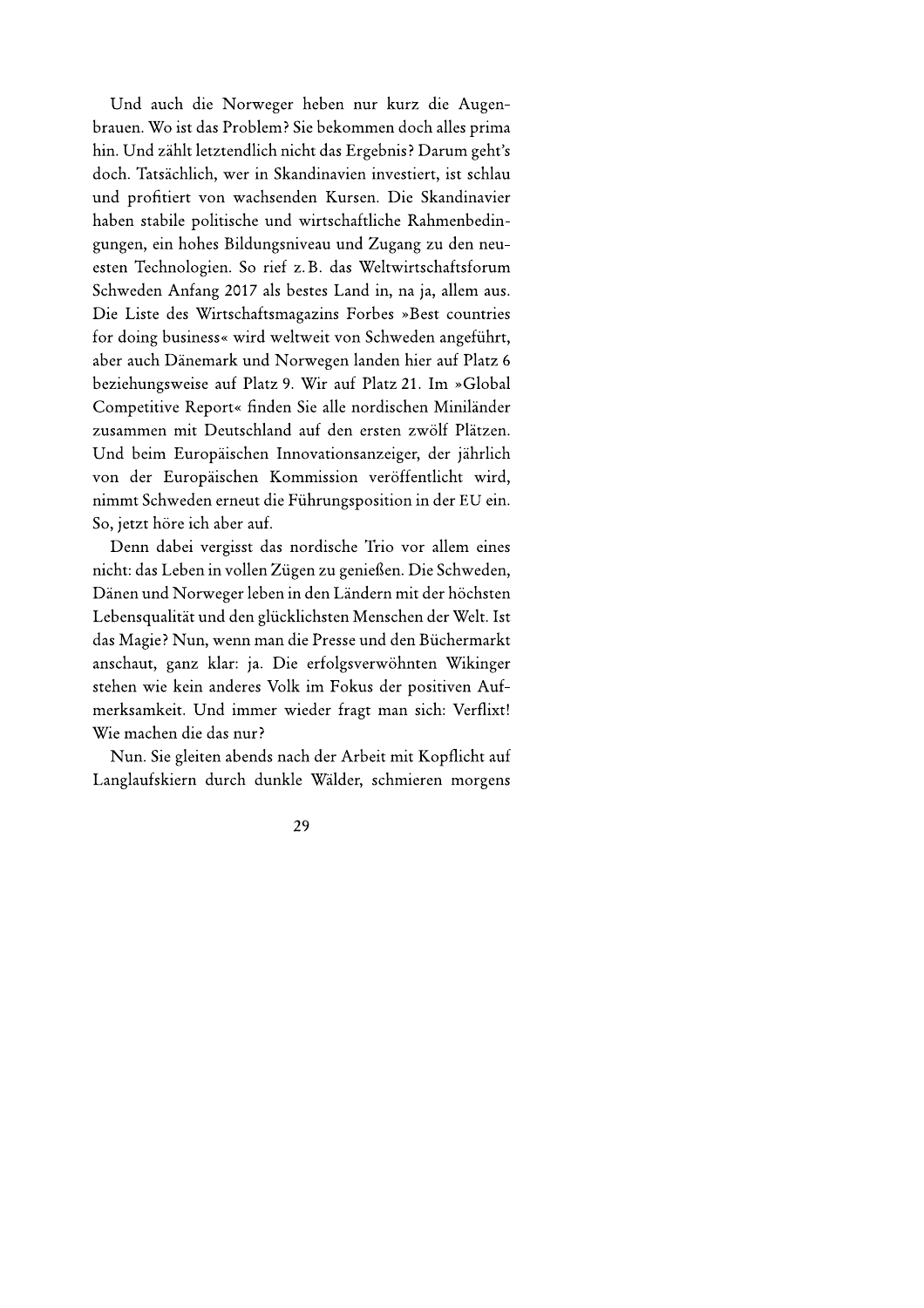Und auch die Norweger heben nur kurz die Augenbrauen. Wo ist das Problem? Sie bekommen doch alles prima hin. Und zählt letztendlich nicht das Ergebnis? Darum geht's doch. Tatsächlich, wer in Skandinavien investiert, ist schlau und profitiert von wachsenden Kursen. Die Skandinavier haben stabile politische und wirtschaftliche Rahmenbedingungen, ein hohes Bildungsniveau und Zugang zu den neuesten Technologien. So rief z. B. das Weltwirtschaftsforum Schweden Anfang 2017 als bestes Land in, na ja, allem aus. Die Liste des Wirtschaftsmagazins Forbes »Best countries for doing business« wird weltweit von Schweden angeführt, aber auch Dänemark und Norwegen landen hier auf Platz 6 beziehungsweise auf Platz 9. Wir auf Platz 21. Im »Global Competitive Report« finden Sie alle nordischen Miniländer zusammen mit Deutschland auf den ersten zwölf Plätzen. Und beim Europäischen Innovationsanzeiger, der jährlich von der Europäischen Kommission veröffentlicht wird, nimmt Schweden erneut die Führungsposition in der EU ein. So, jetzt höre ich aber auf.

Denn dabei vergisst das nordische Trio vor allem eines nicht: das Leben in vollen Zügen zu genießen. Die Schweden, Dänen und Norweger leben in den Ländern mit der höchsten Lebensqualität und den glücklichsten Menschen der Welt. Ist das Magie? Nun, wenn man die Presse und den Büchermarkt anschaut, ganz klar: ja. Die erfolgsverwöhnten Wikinger stehen wie kein anderes Volk im Fokus der positiven Aufmerksamkeit. Und immer wieder fragt man sich: Verflixt! Wie machen die das nur?

Nun. Sie gleiten abends nach der Arbeit mit Kopflicht auf Langlaufskiern durch dunkle Wälder, schmieren morgens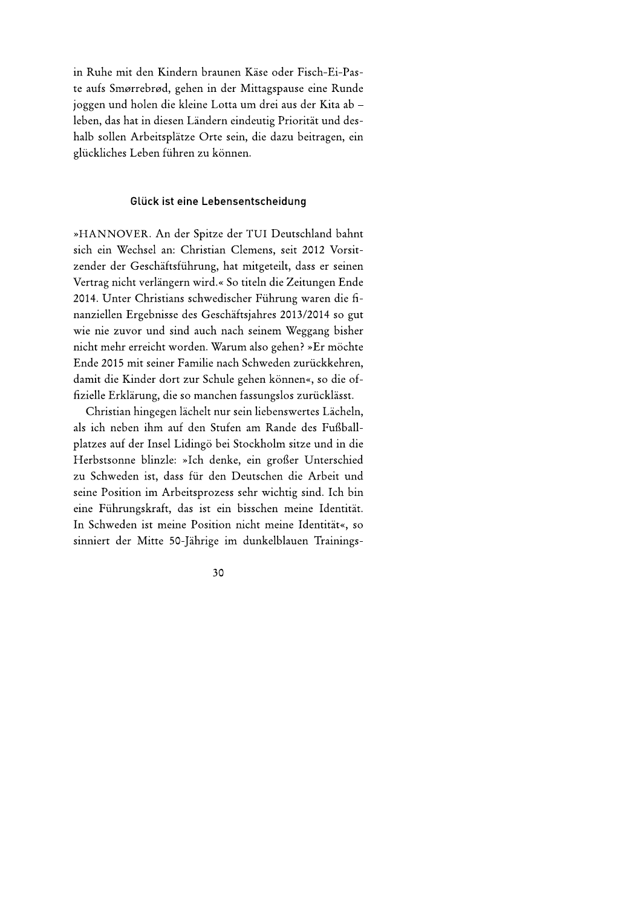in Ruhe mit den Kindern braunen Käse oder Fisch-Ei-Paste aufs Smørrebrød, gehen in der Mittagspause eine Runde joggen und holen die kleine Lotta um drei aus der Kita ab – leben, das hat in diesen Ländern eindeutig Priorität und deshalb sollen Arbeitsplätze Orte sein, die dazu beitragen, ein glückliches Leben führen zu können.

### Glück ist eine Lebensentscheidung

»HANNOVER. An der Spitze der TUI Deutschland bahnt sich ein Wechsel an: Christian Clemens, seit 2012 Vorsitzender der Geschäftsführung, hat mitgeteilt, dass er seinen Vertrag nicht verlängern wird.« So titeln die Zeitungen Ende 2014. Unter Christians schwedischer Führung waren die finanziellen Ergebnisse des Geschäftsjahres 2013/2014 so gut wie nie zuvor und sind auch nach seinem Weggang bisher nicht mehr erreicht worden. Warum also gehen? »Er möchte Ende 2015 mit seiner Familie nach Schweden zurückkehren, damit die Kinder dort zur Schule gehen können«, so die offizielle Erklärung, die so manchen fassungslos zurücklässt.

Christian hingegen lächelt nur sein liebenswertes Lächeln, als ich neben ihm auf den Stufen am Rande des Fußballplatzes auf der Insel Lidingö bei Stockholm sitze und in die Herbstsonne blinzle: »Ich denke, ein großer Unterschied zu Schweden ist, dass für den Deutschen die Arbeit und seine Position im Arbeitsprozess sehr wichtig sind. Ich bin eine Führungskraft, das ist ein bisschen meine Identität. In Schweden ist meine Position nicht meine Identität«, so sinniert der Mitte 50-Jährige im dunkelblauen Trainings-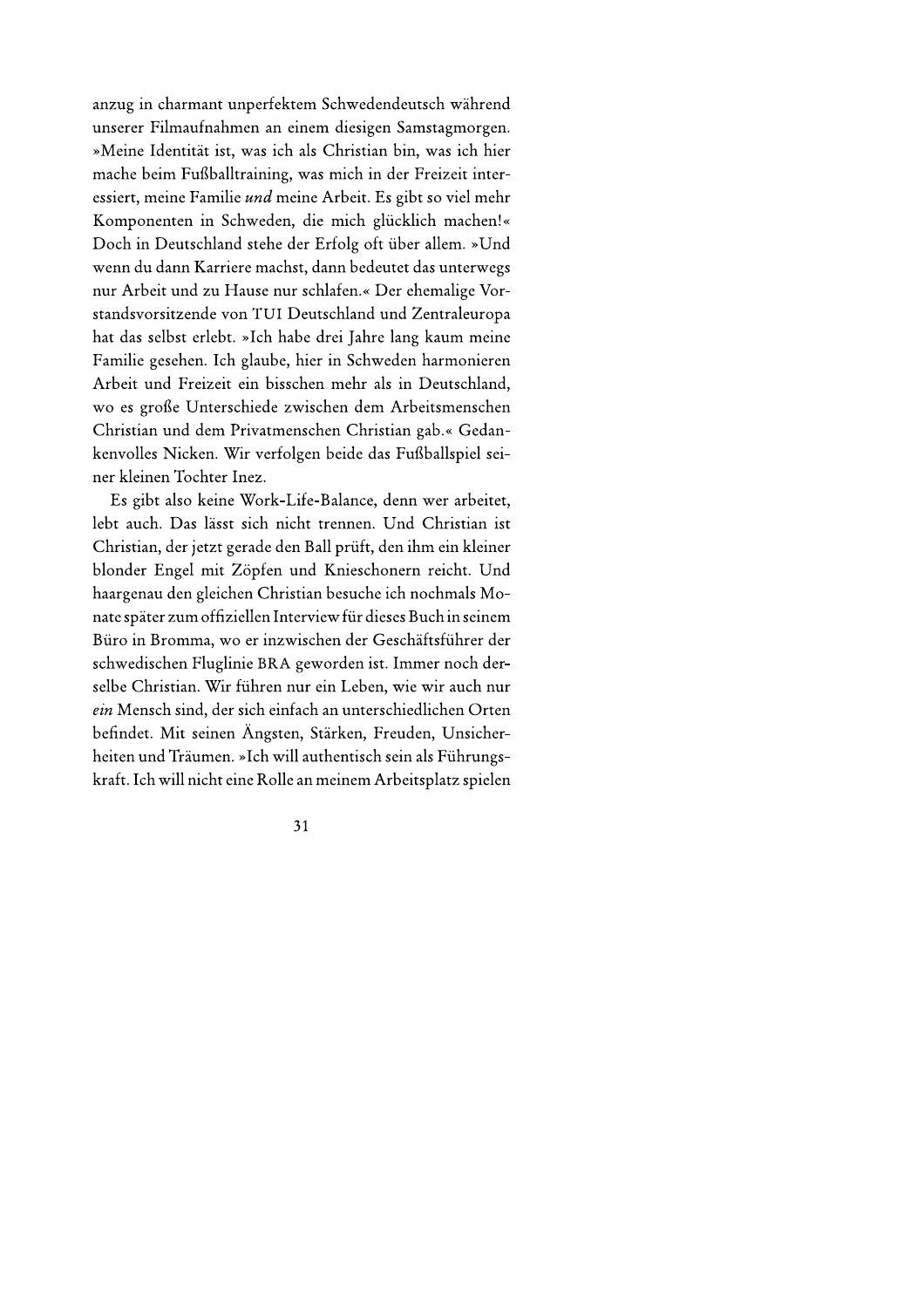anzug in charmant unperfektem Schwedendeutsch während unserer Filmaufnahmen an einem diesigen Samstagmorgen. »Meine Identität ist, was ich als Christian bin, was ich hier mache beim Fußballtraining, was mich in der Freizeit interessiert, meine Familie *und* meine Arbeit. Es gibt so viel mehr Komponenten in Schweden, die mich glücklich machen!« Doch in Deutschland stehe der Erfolg oft über allem. »Und wenn du dann Karriere machst, dann bedeutet das unterwegs nur Arbeit und zu Hause nur schlafen.« Der ehemalige Vorstandsvorsitzende von TUI Deutschland und Zentraleuropa hat das selbst erlebt. »Ich habe drei Jahre lang kaum meine Familie gesehen. Ich glaube, hier in Schweden harmonieren Arbeit und Freizeit ein bisschen mehr als in Deutschland, wo es große Unterschiede zwischen dem Arbeitsmenschen Christian und dem Privatmenschen Christian gab.« Gedankenvolles Nicken. Wir verfolgen beide das Fußballspiel seiner kleinen Tochter Inez.

Es gibt also keine Work-Life-Balance, denn wer arbeitet, lebt auch. Das lässt sich nicht trennen. Und Christian ist Christian, der jetzt gerade den Ball prüft, den ihm ein kleiner blonder Engel mit Zöpfen und Knieschonern reicht. Und haargenau den gleichen Christian besuche ich nochmals Monate später zum offiziellen Interview für dieses Buch in seinem Büro in Bromma, wo er inzwischen der Geschäftsführer der schwedischen Fluglinie BRA geworden ist. Immer noch derselbe Christian. Wir führen nur ein Leben, wie wir auch nur *ein* Mensch sind, der sich einfach an unterschiedlichen Orten befindet. Mit seinen Ängsten, Stärken, Freuden, Unsicherheiten und Träumen. »Ich will authentisch sein als Führungskraft. Ich will nicht eine Rolle an meinem Arbeitsplatz spielen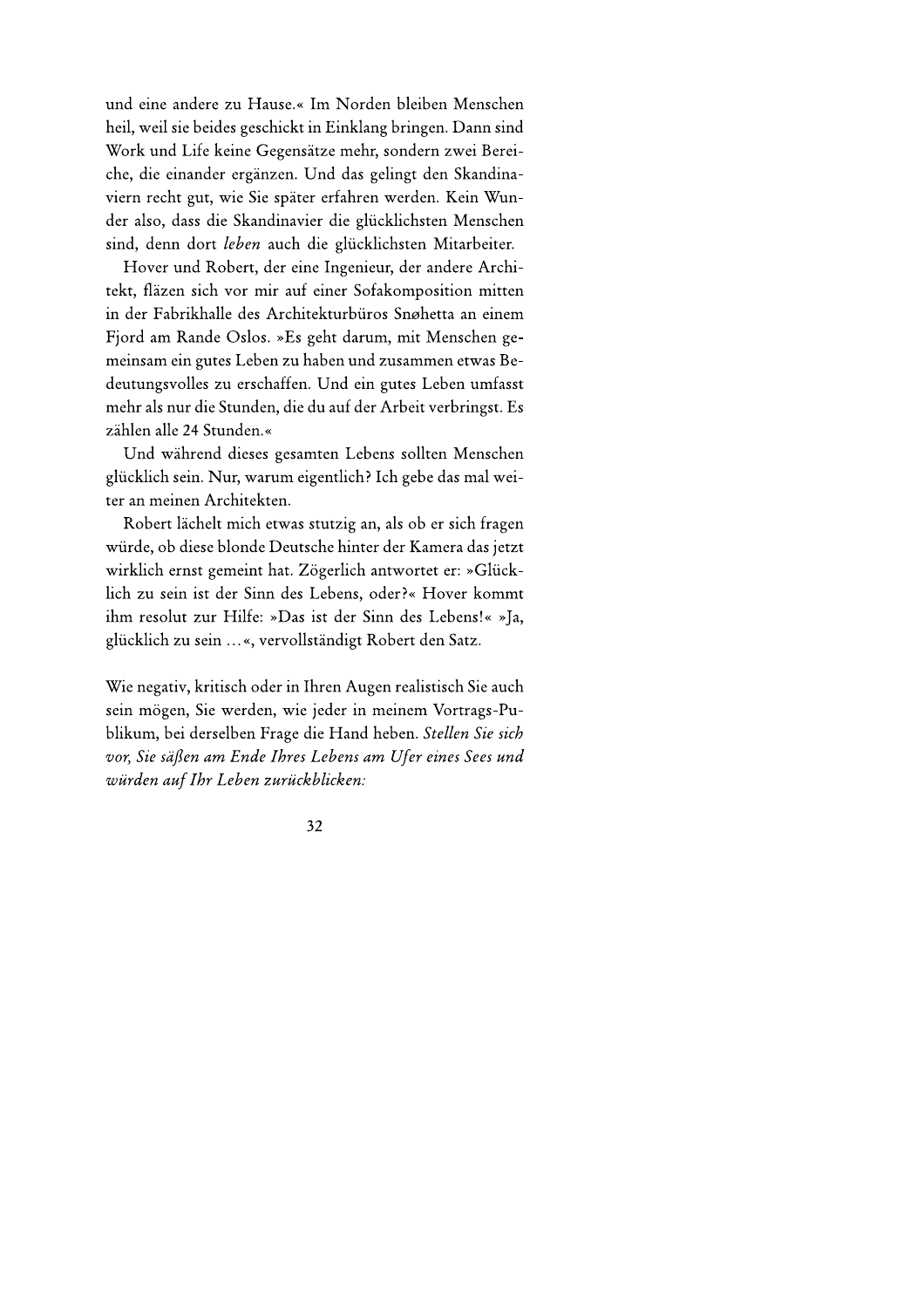und eine andere zu Hause.« Im Norden bleiben Menschen heil, weil sie beides geschickt in Einklang bringen. Dann sind Work und Life keine Gegensätze mehr, sondern zwei Bereiche, die einander ergänzen. Und das gelingt den Skandinaviern recht gut, wie Sie später erfahren werden. Kein Wunder also, dass die Skandinavier die glücklichsten Menschen sind, denn dort *leben* auch die glücklichsten Mitarbeiter.

Hover und Robert, der eine Ingenieur, der andere Architekt, fläzen sich vor mir auf einer Sofakomposition mitten in der Fabrikhalle des Architekturbüros Snøhetta an einem Fjord am Rande Oslos. »Es geht darum, mit Menschen gemeinsam ein gutes Leben zu haben und zusammen etwas Bedeutungsvolles zu erschaffen. Und ein gutes Leben umfasst mehr als nur die Stunden, die du auf der Arbeit verbringst. Es zählen alle 24 Stunden.«

Und während dieses gesamten Lebens sollten Menschen glücklich sein. Nur, warum eigentlich? Ich gebe das mal weiter an meinen Architekten.

Robert lächelt mich etwas stutzig an, als ob er sich fragen würde, ob diese blonde Deutsche hinter der Kamera das jetzt wirklich ernst gemeint hat. Zögerlich antwortet er: »Glücklich zu sein ist der Sinn des Lebens, oder?« Hover kommt ihm resolut zur Hilfe: »Das ist der Sinn des Lebens!« »Ja, glücklich zu sein ...«, vervollständigt Robert den Satz.

Wie negativ, kritisch oder in Ihren Augen realistisch Sie auch sein mögen, Sie werden, wie jeder in meinem Vortrags-Publikum, bei derselben Frage die Hand heben. *Stellen Sie sich vor, Sie säßen am Ende Ihres Lebens am Ufer eines Sees und würden auf Ihr Leben zurückblicken:*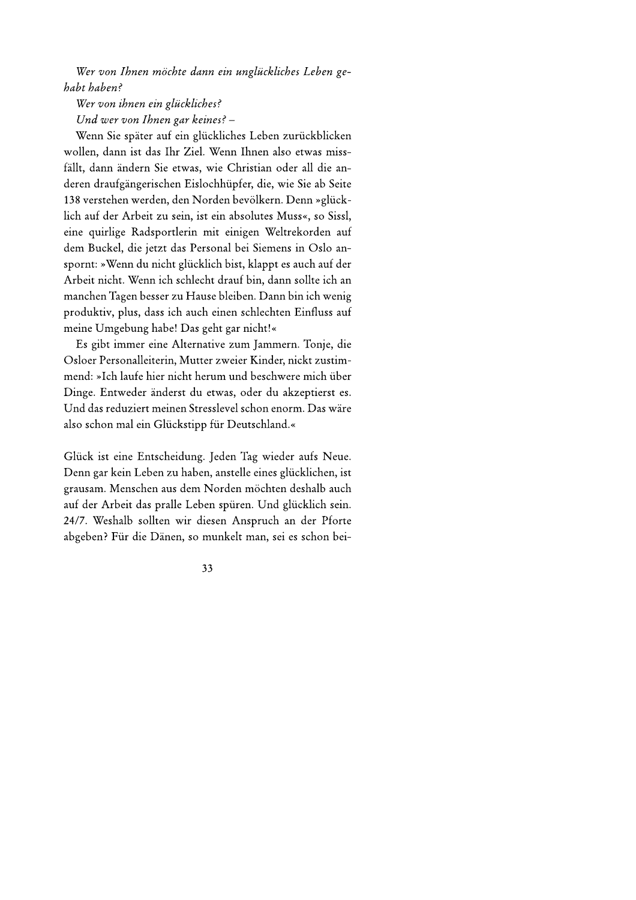*Wer von Ihnen möchte dann ein unglückliches Leben gehabt haben?*

*Wer von ihnen ein glückliches?*

*Und wer von Ihnen gar keines?* –

Wenn Sie später auf ein glückliches Leben zurückblicken wollen, dann ist das Ihr Ziel. Wenn Ihnen also etwas missfällt, dann ändern Sie etwas, wie Christian oder all die anderen draufgängerischen Eislochhüpfer, die, wie Sie ab Seite 138 verstehen werden, den Norden bevölkern. Denn »glücklich auf der Arbeit zu sein, ist ein absolutes Muss«, so Sissl, eine quirlige Radsportlerin mit einigen Weltrekorden auf dem Buckel, die jetzt das Personal bei Siemens in Oslo anspornt: »Wenn du nicht glücklich bist, klappt es auch auf der Arbeit nicht. Wenn ich schlecht drauf bin, dann sollte ich an manchen Tagen besser zu Hause bleiben. Dann bin ich wenig produktiv, plus, dass ich auch einen schlechten Einfluss auf meine Umgebung habe! Das geht gar nicht!«

Es gibt immer eine Alternative zum Jammern. Tonje, die Osloer Personalleiterin, Mutter zweier Kinder, nickt zustimmend: »Ich laufe hier nicht herum und beschwere mich über Dinge. Entweder änderst du etwas, oder du akzeptierst es. Und das reduziert meinen Stresslevel schon enorm. Das wäre also schon mal ein Glückstipp für Deutschland.«

Glück ist eine Entscheidung. Jeden Tag wieder aufs Neue. Denn gar kein Leben zu haben, anstelle eines glücklichen, ist grausam. Menschen aus dem Norden möchten deshalb auch auf der Arbeit das pralle Leben spüren. Und glücklich sein. 24/7. Weshalb sollten wir diesen Anspruch an der Pforte abgeben? Für die Dänen, so munkelt man, sei es schon bei-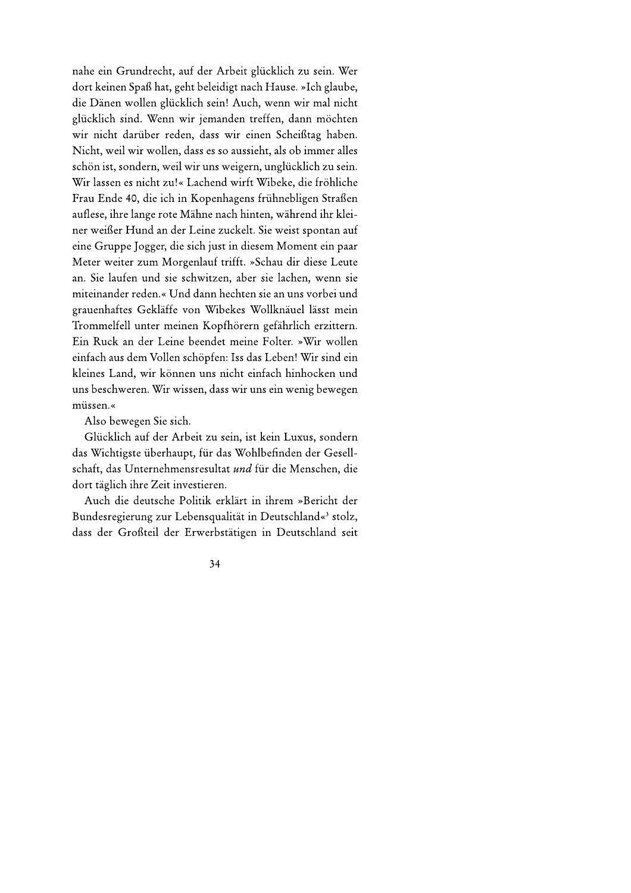nahe ein Grundrecht, auf der Arbeit glücklich zu sein. Wer dort keinen Spaß hat, geht beleidigt nach Hause. »Ich glaube, die Dänen wollen glücklich sein! Auch, wenn wir mal nicht glücklich sind. Wenn wir jemanden treffen, dann möchten wir nicht darüber reden, dass wir einen Scheißtag haben. Nicht, weil wir wollen, dass es so aussieht, als ob immer alles schön ist, sondern, weil wir uns weigern, unglücklich zu sein. Wir lassen es nicht zu!« Lachend wirft Wibeke, die fröhliche Frau Ende 40, die ich in Kopenhagens frühnebligen Straßen auflese, ihre lange rote Mähne nach hinten, während ihr kleiner weißer Hund an der Leine zuckelt. Sie weist spontan auf eine Gruppe Jogger, die sich just in diesem Moment ein paar Meter weiter zum Morgenlauf trifft. »Schau dir diese Leute an. Sie laufen und sie schwitzen, aber sie lachen, wenn sie miteinander reden.« Und dann hechten sie an uns vorbei und grauenhaftes Gekläffe von Wibekes Wollknäuel lässt mein Trommelfell unter meinen Kopfhörern gefährlich erzittern. Ein Ruck an der Leine beendet meine Folter. »Wir wollen einfach aus dem Vollen schöpfen: Iss das Leben! Wir sind ein kleines Land, wir können uns nicht einfach hinhocken und uns beschweren. Wir wissen, dass wir uns ein wenig bewegen müssen.«

Also bewegen Sie sich.

Glücklich auf der Arbeit zu sein, ist kein Luxus, sondern das Wichtigste überhaupt, für das Wohlbefinden der Gesellschaft, das Unternehmensresultat *und* für die Menschen, die dort täglich ihre Zeit investieren.

Auch die deutsche Politik erklärt in ihrem »Bericht der Bundesregierung zur Lebensqualität in Deutschland«[3] stolz, dass der Großteil der Erwerbstätigen in Deutschland seit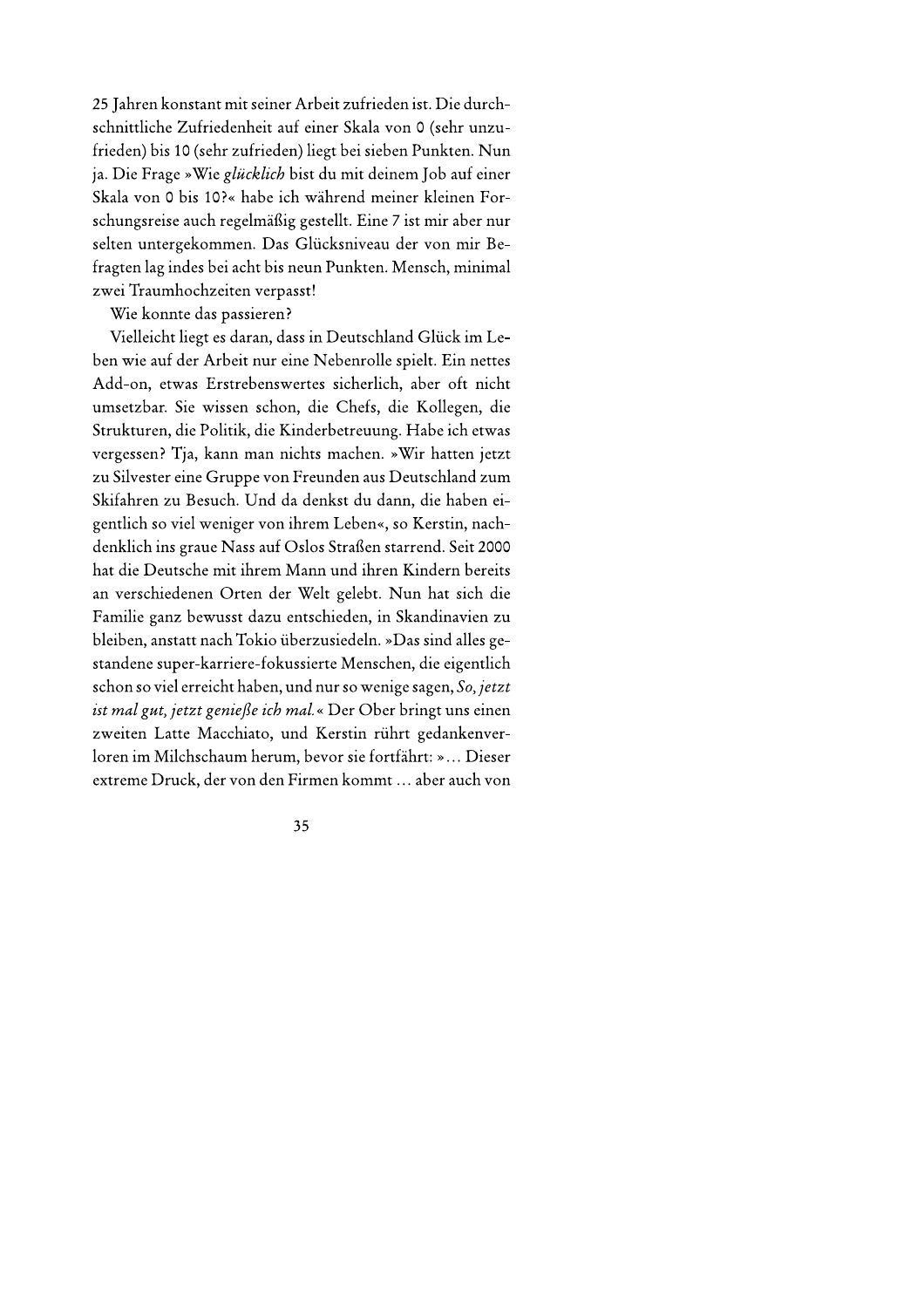25 Jahren konstant mit seiner Arbeit zufrieden ist. Die durchschnittliche Zufriedenheit auf einer Skala von 0 (sehr unzufrieden) bis 10 (sehr zufrieden) liegt bei sieben Punkten. Nun ja. Die Frage »Wie *glücklich* bist du mit deinem Job auf einer Skala von 0 bis 10?« habe ich während meiner kleinen Forschungsreise auch regelmäßig gestellt. Eine 7 ist mir aber nur selten untergekommen. Das Glücksniveau der von mir Befragten lag indes bei acht bis neun Punkten. Mensch, minimal zwei Traumhochzeiten verpasst!

Wie konnte das passieren?

Vielleicht liegt es daran, dass in Deutschland Glück im Leben wie auf der Arbeit nur eine Nebenrolle spielt. Ein nettes Add-on, etwas Erstrebenswertes sicherlich, aber oft nicht umsetzbar. Sie wissen schon, die Chefs, die Kollegen, die Strukturen, die Politik, die Kinderbetreuung. Habe ich etwas vergessen? Tja, kann man nichts machen. »Wir hatten jetzt zu Silvester eine Gruppe von Freunden aus Deutschland zum Skifahren zu Besuch. Und da denkst du dann, die haben eigentlich so viel weniger von ihrem Leben«, so Kerstin, nachdenklich ins graue Nass auf Oslos Straßen starrend. Seit 2000 hat die Deutsche mit ihrem Mann und ihren Kindern bereits an verschiedenen Orten der Welt gelebt. Nun hat sich die Familie ganz bewusst dazu entschieden, in Skandinavien zu bleiben, anstatt nach Tokio überzusiedeln. »Das sind alles gestandene super-karriere-fokussierte Menschen, die eigentlich schon so viel erreicht haben, und nur so wenige sagen, *So, jetzt ist mal gut, jetzt genieße ich mal.*« Der Ober bringt uns einen zweiten Latte Macchiato, und Kerstin rührt gedankenverloren im Milchschaum herum, bevor sie fortfährt: »… Dieser extreme Druck, der von den Firmen kommt … aber auch von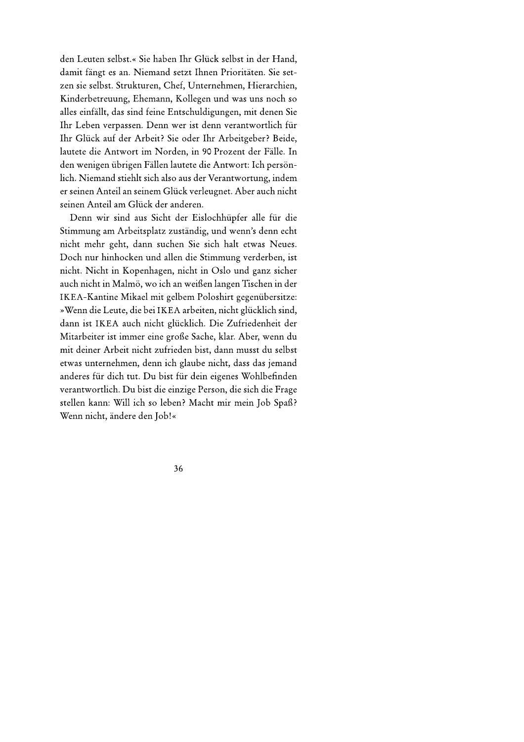den Leuten selbst.« Sie haben Ihr Glück selbst in der Hand, damit fängt es an. Niemand setzt Ihnen Prioritäten. Sie setzen sie selbst. Strukturen, Chef, Unternehmen, Hierarchien, Kinderbetreuung, Ehemann, Kollegen und was uns noch so alles einfällt, das sind feine Entschuldigungen, mit denen Sie Ihr Leben verpassen. Denn wer ist denn verantwortlich für Ihr Glück auf der Arbeit? Sie oder Ihr Arbeitgeber? Beide, lautete die Antwort im Norden, in 90 Prozent der Fälle. In den wenigen übrigen Fällen lautete die Antwort: Ich persönlich. Niemand stiehlt sich also aus der Verantwortung, indem er seinen Anteil an seinem Glück verleugnet. Aber auch nicht seinen Anteil am Glück der anderen.

Denn wir sind aus Sicht der Eislochhüpfer alle für die Stimmung am Arbeitsplatz zuständig, und wenn's denn echt nicht mehr geht, dann suchen Sie sich halt etwas Neues. Doch nur hinhocken und allen die Stimmung verderben, ist nicht. Nicht in Kopenhagen, nicht in Oslo und ganz sicher auch nicht in Malmö, wo ich an weißen langen Tischen in der IKEA-Kantine Mikael mit gelbem Poloshirt gegenübersitze: »Wenn die Leute, die bei IKEA arbeiten, nicht glücklich sind, dann ist IKEA auch nicht glücklich. Die Zufriedenheit der Mitarbeiter ist immer eine große Sache, klar. Aber, wenn du mit deiner Arbeit nicht zufrieden bist, dann musst du selbst etwas unternehmen, denn ich glaube nicht, dass das jemand anderes für dich tut. Du bist für dein eigenes Wohlbefinden verantwortlich. Du bist die einzige Person, die sich die Frage stellen kann: Will ich so leben? Macht mir mein Job Spaß? Wenn nicht, ändere den Job!«